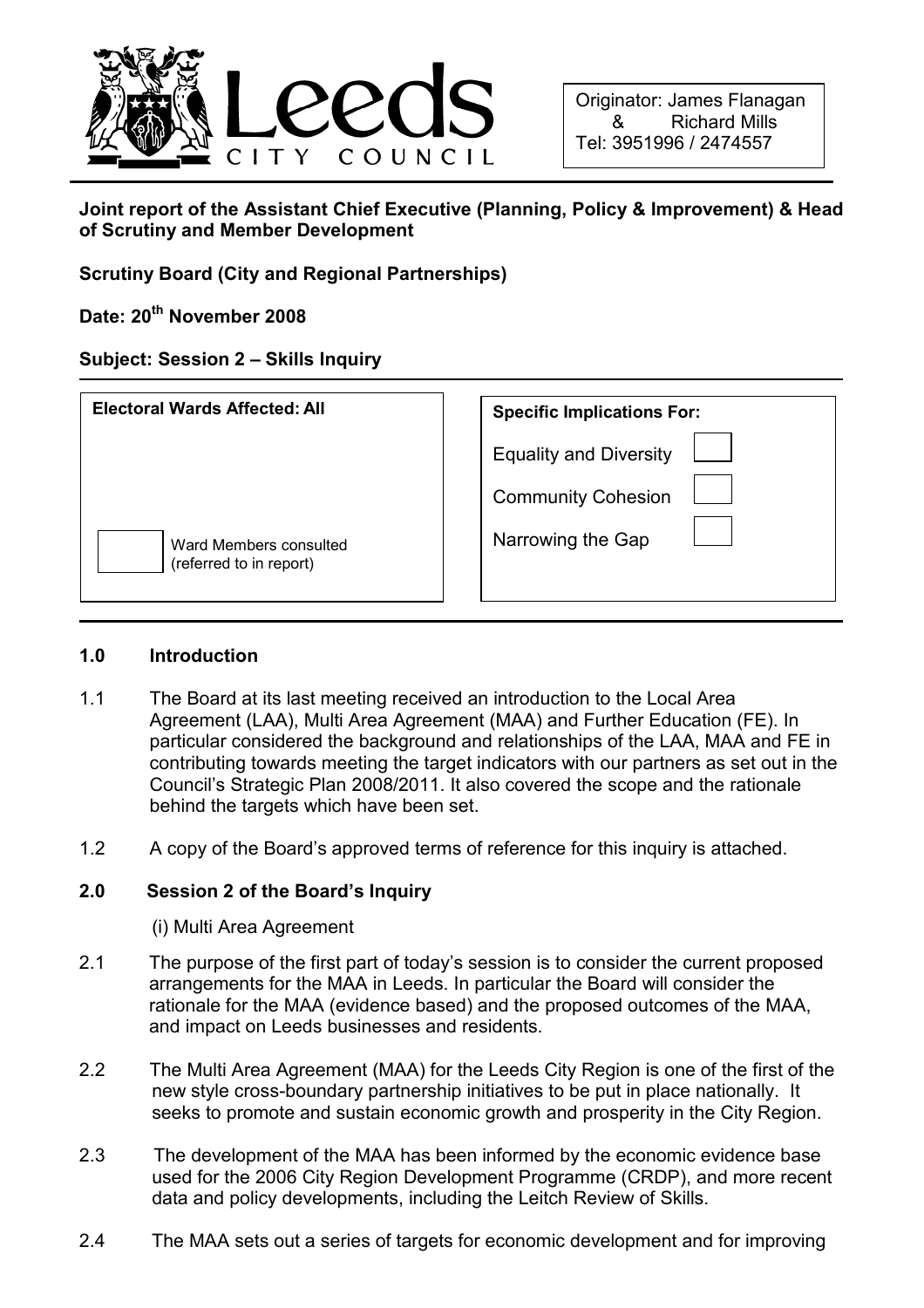Originator: James Flanagan & Richard Mills
Tel: 3951996 / 2474557

**Joint report of the Assistant Chief Executive (Planning, Policy & Improvement) & Head of Scrutiny and Member Development**

**Scrutiny Board (City and Regional Partnerships)**

**Date: 20th November 2008**

**Subject: Session 2 – Skills Inquiry**

| **Electoral Wards Affected: All** | **Specific Implications For:** | |
|---|---|---|
| | Equality and Diversity | ☐ |
| | Community Cohesion | ☐ |
| ☐ Ward Members consulted (referred to in report) | Narrowing the Gap | ☐ |

## 1.0 Introduction

1.1 The Board at its last meeting received an introduction to the Local Area Agreement (LAA), Multi Area Agreement (MAA) and Further Education (FE). In particular considered the background and relationships of the LAA, MAA and FE in contributing towards meeting the target indicators with our partners as set out in the Council's Strategic Plan 2008/2011. It also covered the scope and the rationale behind the targets which have been set.

1.2 A copy of the Board's approved terms of reference for this inquiry is attached.

## 2.0 Session 2 of the Board's Inquiry

(i) Multi Area Agreement

2.1 The purpose of the first part of today's session is to consider the current proposed arrangements for the MAA in Leeds. In particular the Board will consider the rationale for the MAA (evidence based) and the proposed outcomes of the MAA, and impact on Leeds businesses and residents.

2.2 The Multi Area Agreement (MAA) for the Leeds City Region is one of the first of the new style cross-boundary partnership initiatives to be put in place nationally. It seeks to promote and sustain economic growth and prosperity in the City Region.

2.3 The development of the MAA has been informed by the economic evidence base used for the 2006 City Region Development Programme (CRDP), and more recent data and policy developments, including the Leitch Review of Skills.

2.4 The MAA sets out a series of targets for economic development and for improving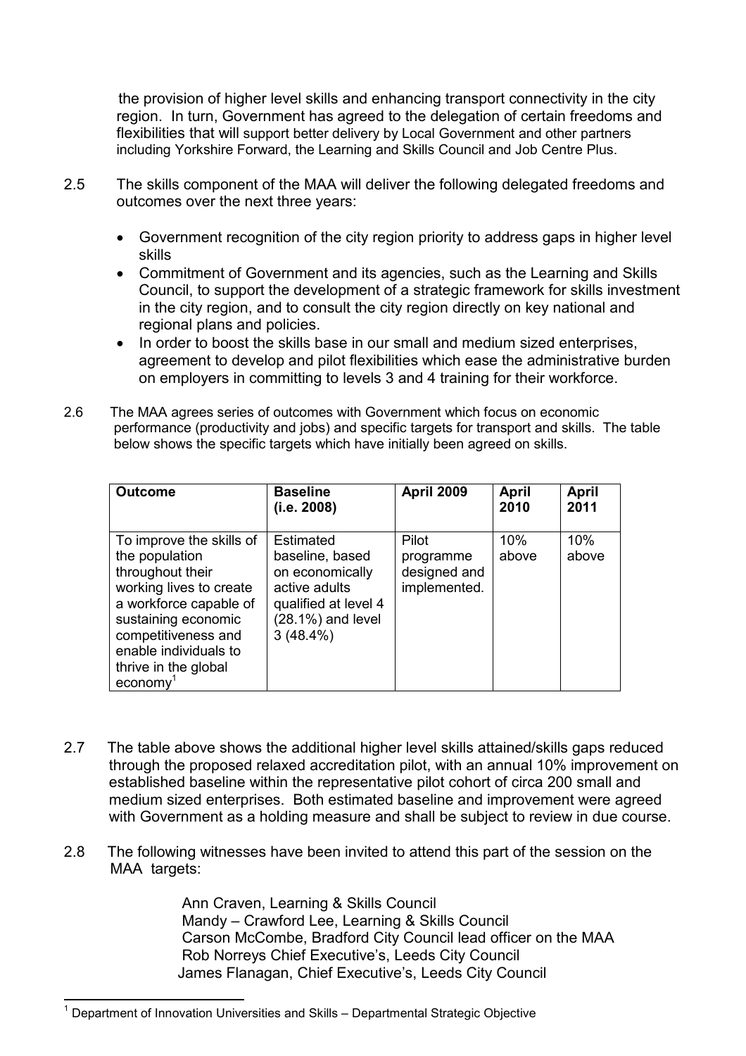the provision of higher level skills and enhancing transport connectivity in the city region. In turn, Government has agreed to the delegation of certain freedoms and flexibilities that will support better delivery by Local Government and other partners including Yorkshire Forward, the Learning and Skills Council and Job Centre Plus.

2.5 The skills component of the MAA will deliver the following delegated freedoms and outcomes over the next three years:

- Government recognition of the city region priority to address gaps in higher level skills
- Commitment of Government and its agencies, such as the Learning and Skills Council, to support the development of a strategic framework for skills investment in the city region, and to consult the city region directly on key national and regional plans and policies.
- In order to boost the skills base in our small and medium sized enterprises, agreement to develop and pilot flexibilities which ease the administrative burden on employers in committing to levels 3 and 4 training for their workforce.

2.6 The MAA agrees series of outcomes with Government which focus on economic performance (productivity and jobs) and specific targets for transport and skills. The table below shows the specific targets which have initially been agreed on skills.

| **Outcome** | **Baseline (i.e. 2008)** | **April 2009** | **April 2010** | **April 2011** |
|---|---|---|---|---|
| To improve the skills of the population throughout their working lives to create a workforce capable of sustaining economic competitiveness and enable individuals to thrive in the global economy[1] | Estimated baseline, based on economically active adults qualified at level 4 (28.1%) and level 3 (48.4%) | Pilot programme designed and implemented. | 10% above | 10% above |

2.7 The table above shows the additional higher level skills attained/skills gaps reduced through the proposed relaxed accreditation pilot, with an annual 10% improvement on established baseline within the representative pilot cohort of circa 200 small and medium sized enterprises. Both estimated baseline and improvement were agreed with Government as a holding measure and shall be subject to review in due course.

2.8 The following witnesses have been invited to attend this part of the session on the MAA targets:

Ann Craven, Learning & Skills Council
Mandy – Crawford Lee, Learning & Skills Council
Carson McCombe, Bradford City Council lead officer on the MAA
Rob Norreys Chief Executive's, Leeds City Council
James Flanagan, Chief Executive's, Leeds City Council

[1] Department of Innovation Universities and Skills – Departmental Strategic Objective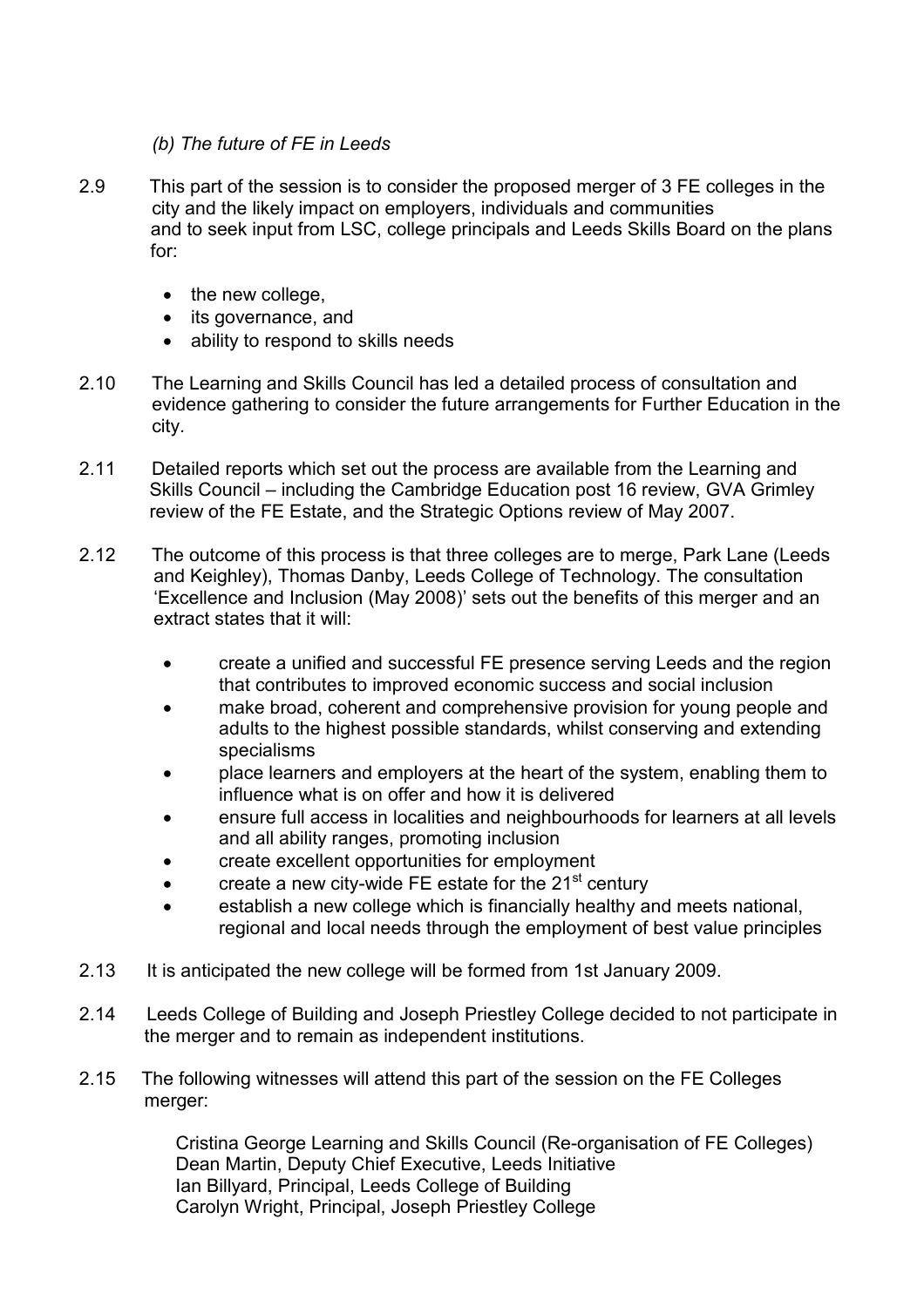*(b) The future of FE in Leeds*

2.9 This part of the session is to consider the proposed merger of 3 FE colleges in the city and the likely impact on employers, individuals and communities and to seek input from LSC, college principals and Leeds Skills Board on the plans for:

- the new college,
- its governance, and
- ability to respond to skills needs

2.10 The Learning and Skills Council has led a detailed process of consultation and evidence gathering to consider the future arrangements for Further Education in the city.

2.11 Detailed reports which set out the process are available from the Learning and Skills Council – including the Cambridge Education post 16 review, GVA Grimley review of the FE Estate, and the Strategic Options review of May 2007.

2.12 The outcome of this process is that three colleges are to merge, Park Lane (Leeds and Keighley), Thomas Danby, Leeds College of Technology. The consultation 'Excellence and Inclusion (May 2008)' sets out the benefits of this merger and an extract states that it will:

- create a unified and successful FE presence serving Leeds and the region that contributes to improved economic success and social inclusion
- make broad, coherent and comprehensive provision for young people and adults to the highest possible standards, whilst conserving and extending specialisms
- place learners and employers at the heart of the system, enabling them to influence what is on offer and how it is delivered
- ensure full access in localities and neighbourhoods for learners at all levels and all ability ranges, promoting inclusion
- create excellent opportunities for employment
- create a new city-wide FE estate for the 21st century
- establish a new college which is financially healthy and meets national, regional and local needs through the employment of best value principles

2.13 It is anticipated the new college will be formed from 1st January 2009.

2.14 Leeds College of Building and Joseph Priestley College decided to not participate in the merger and to remain as independent institutions.

2.15 The following witnesses will attend this part of the session on the FE Colleges merger:

Cristina George Learning and Skills Council (Re-organisation of FE Colleges)
Dean Martin, Deputy Chief Executive, Leeds Initiative
Ian Billyard, Principal, Leeds College of Building
Carolyn Wright, Principal, Joseph Priestley College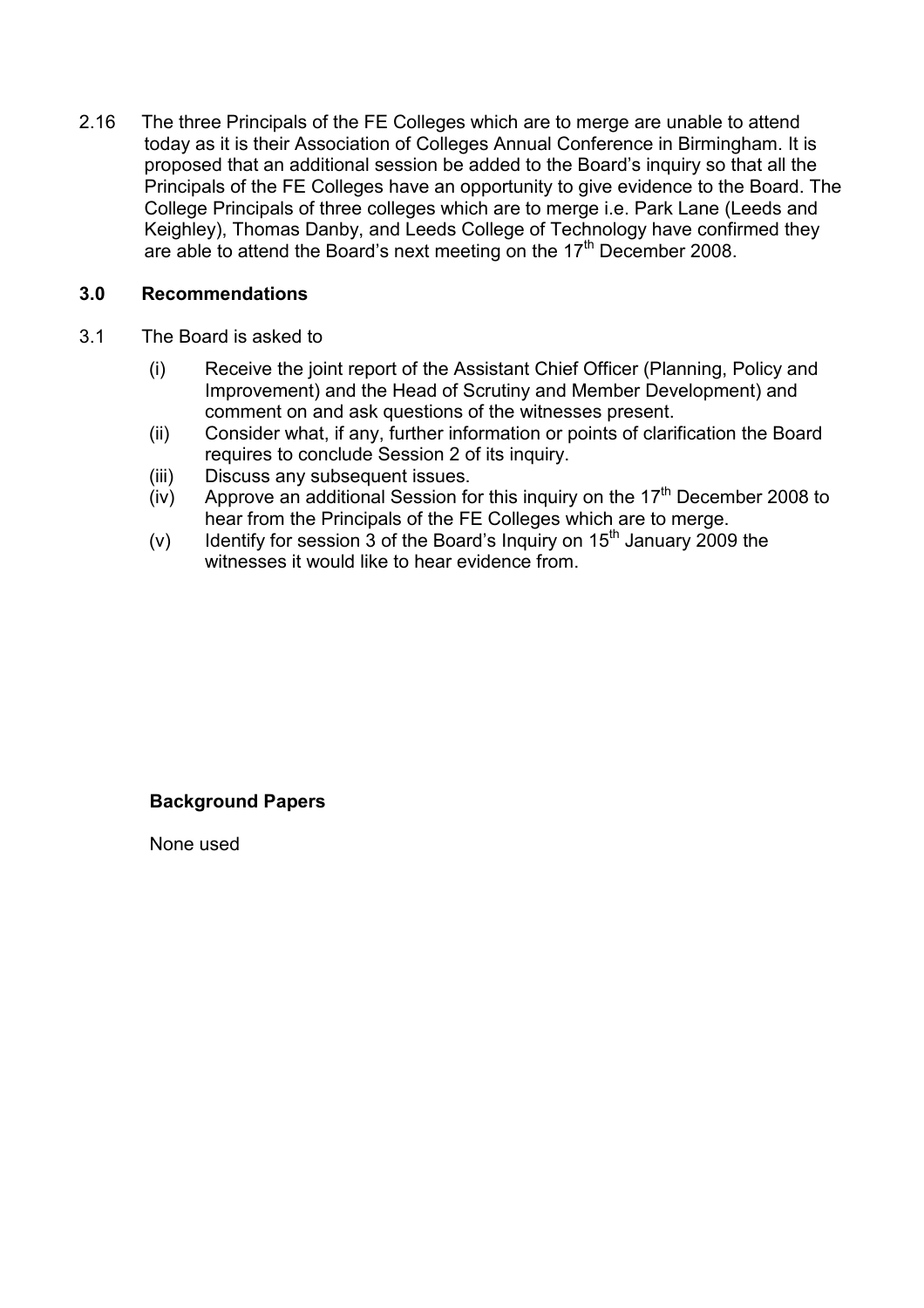2.16 The three Principals of the FE Colleges which are to merge are unable to attend today as it is their Association of Colleges Annual Conference in Birmingham. It is proposed that an additional session be added to the Board's inquiry so that all the Principals of the FE Colleges have an opportunity to give evidence to the Board. The College Principals of three colleges which are to merge i.e. Park Lane (Leeds and Keighley), Thomas Danby, and Leeds College of Technology have confirmed they are able to attend the Board's next meeting on the 17th December 2008.

## 3.0 Recommendations

3.1 The Board is asked to

- (i) Receive the joint report of the Assistant Chief Officer (Planning, Policy and Improvement) and the Head of Scrutiny and Member Development) and comment on and ask questions of the witnesses present.
- (ii) Consider what, if any, further information or points of clarification the Board requires to conclude Session 2 of its inquiry.
- (iii) Discuss any subsequent issues.
- (iv) Approve an additional Session for this inquiry on the 17th December 2008 to hear from the Principals of the FE Colleges which are to merge.
- (v) Identify for session 3 of the Board's Inquiry on 15th January 2009 the witnesses it would like to hear evidence from.

**Background Papers**

None used